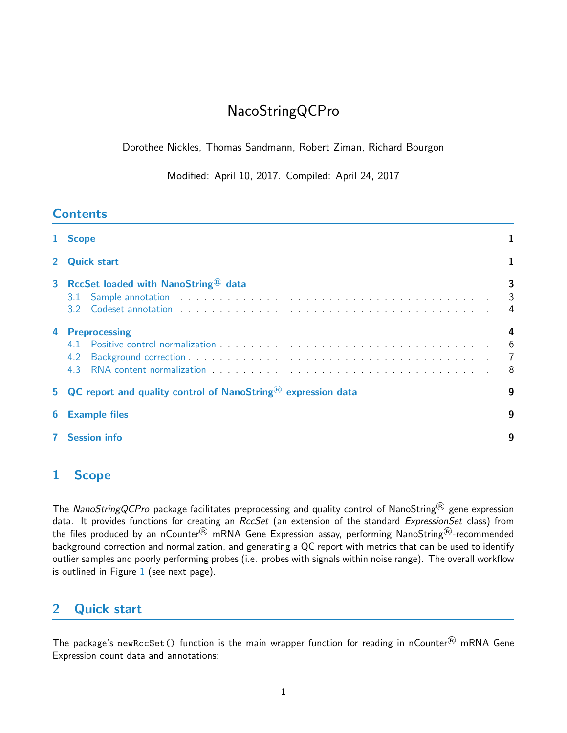# NacoStringQCPro

Dorothee Nickles, Thomas Sandmann, Robert Ziman, Richard Bourgon

Modified: April 10, 2017. Compiled: April 24, 2017

## Contents

1 Scope . . . 1

2 Quick start . . . 1

3 RccSet loaded with NanoString® data . . . 3
- 3.1 Sample annotation . . . 3
- 3.2 Codeset annotation . . . 4

4 Preprocessing . . . 4
- 4.1 Positive control normalization . . . 6
- 4.2 Background correction . . . 7
- 4.3 RNA content normalization . . . 8

5 QC report and quality control of NanoString® expression data . . . 9

6 Example files . . . 9

7 Session info . . . 9

## 1 Scope

The *NanoStringQCPro* package facilitates preprocessing and quality control of NanoString® gene expression data. It provides functions for creating an *RccSet* (an extension of the standard *ExpressionSet* class) from the files produced by an nCounter® mRNA Gene Expression assay, performing NanoString®-recommended background correction and normalization, and generating a QC report with metrics that can be used to identify outlier samples and poorly performing probes (i.e. probes with signals within noise range). The overall workflow is outlined in Figure 1 (see next page).

## 2 Quick start

The package's `newRccSet()` function is the main wrapper function for reading in nCounter® mRNA Gene Expression count data and annotations: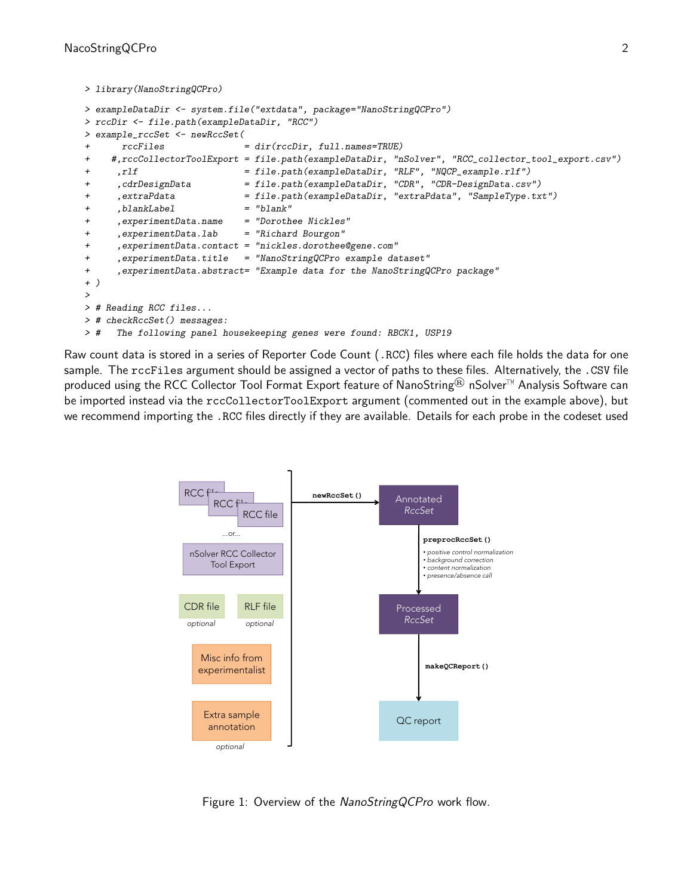```
> library(NanoStringQCPro)

> exampleDataDir <- system.file("extdata", package="NanoStringQCPro")
> rccDir <- file.path(exampleDataDir, "RCC")
> example_rccSet <- newRccSet(
+      rccFiles               = dir(rccDir, full.names=TRUE)
+    #,rccCollectorToolExport = file.path(exampleDataDir, "nSolver", "RCC_collector_tool_export.csv")
+     ,rlf                    = file.path(exampleDataDir, "RLF", "NQCP_example.rlf")
+     ,cdrDesignData          = file.path(exampleDataDir, "CDR", "CDR-DesignData.csv")
+     ,extraPdata             = file.path(exampleDataDir, "extraPdata", "SampleType.txt")
+     ,blankLabel             = "blank"
+     ,experimentData.name    = "Dorothee Nickles"
+     ,experimentData.lab     = "Richard Bourgon"
+     ,experimentData.contact = "nickles.dorothee@gene.com"
+     ,experimentData.title   = "NanoStringQCPro example dataset"
+     ,experimentData.abstract= "Example data for the NanoStringQCPro package"
+ )
>
> # Reading RCC files...
> # checkRccSet() messages:
> #   The following panel housekeeping genes were found: RBCK1, USP19
```

Raw count data is stored in a series of Reporter Code Count (.RCC) files where each file holds the data for one sample. The rccFiles argument should be assigned a vector of paths to these files. Alternatively, the .CSV file produced using the RCC Collector Tool Format Export feature of NanoString® nSolver™ Analysis Software can be imported instead via the rccCollectorToolExport argument (commented out in the example above), but we recommend importing the .RCC files directly if they are available. Details for each probe in the codeset used

Figure 1: Overview of the *NanoStringQCPro* work flow.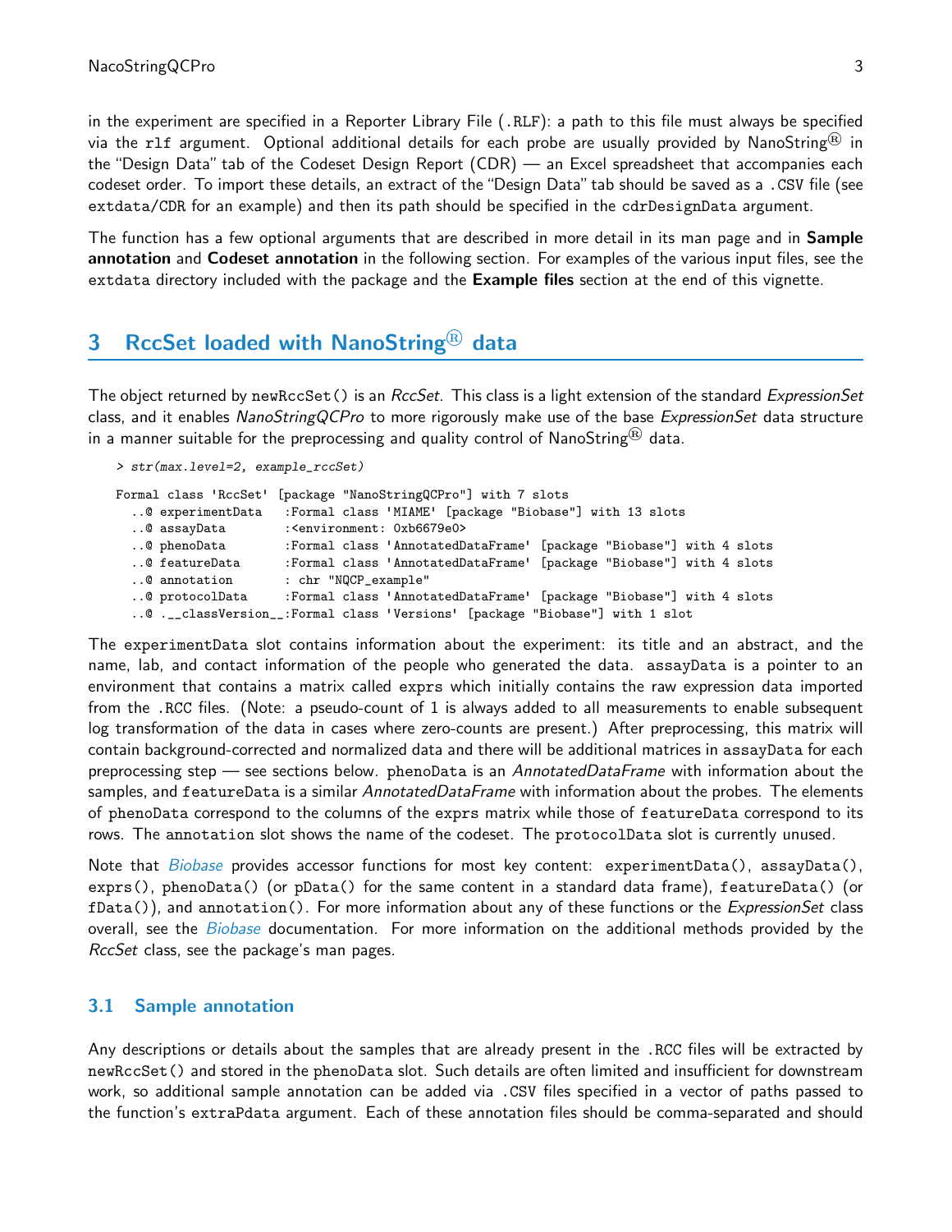in the experiment are specified in a Reporter Library File (.RLF): a path to this file must always be specified via the `rlf` argument. Optional additional details for each probe are usually provided by NanoString® in the "Design Data" tab of the Codeset Design Report (CDR) — an Excel spreadsheet that accompanies each codeset order. To import these details, an extract of the "Design Data" tab should be saved as a .CSV file (see `extdata/CDR` for an example) and then its path should be specified in the `cdrDesignData` argument.

The function has a few optional arguments that are described in more detail in its man page and in **Sample annotation** and **Codeset annotation** in the following section. For examples of the various input files, see the `extdata` directory included with the package and the **Example files** section at the end of this vignette.

## 3 RccSet loaded with NanoString® data

The object returned by `newRccSet()` is an *RccSet*. This class is a light extension of the standard *ExpressionSet* class, and it enables *NanoStringQCPro* to more rigorously make use of the base *ExpressionSet* data structure in a manner suitable for the preprocessing and quality control of NanoString® data.

```
> str(max.level=2, example_rccSet)

Formal class 'RccSet' [package "NanoStringQCPro"] with 7 slots
  ..@ experimentData   :Formal class 'MIAME' [package "Biobase"] with 13 slots
  ..@ assayData        :<environment: 0xb6679e0>
  ..@ phenoData        :Formal class 'AnnotatedDataFrame' [package "Biobase"] with 4 slots
  ..@ featureData      :Formal class 'AnnotatedDataFrame' [package "Biobase"] with 4 slots
  ..@ annotation       : chr "NQCP_example"
  ..@ protocolData     :Formal class 'AnnotatedDataFrame' [package "Biobase"] with 4 slots
  ..@ .__classVersion__:Formal class 'Versions' [package "Biobase"] with 1 slot
```

The `experimentData` slot contains information about the experiment: its title and an abstract, and the name, lab, and contact information of the people who generated the data. `assayData` is a pointer to an environment that contains a matrix called `exprs` which initially contains the raw expression data imported from the .RCC files. (Note: a pseudo-count of 1 is always added to all measurements to enable subsequent log transformation of the data in cases where zero-counts are present.) After preprocessing, this matrix will contain background-corrected and normalized data and there will be additional matrices in `assayData` for each preprocessing step — see sections below. `phenoData` is an *AnnotatedDataFrame* with information about the samples, and `featureData` is a similar *AnnotatedDataFrame* with information about the probes. The elements of `phenoData` correspond to the columns of the `exprs` matrix while those of `featureData` correspond to its rows. The `annotation` slot shows the name of the codeset. The `protocolData` slot is currently unused.

Note that *Biobase* provides accessor functions for most key content: `experimentData()`, `assayData()`, `exprs()`, `phenoData()` (or `pData()` for the same content in a standard data frame), `featureData()` (or `fData()`), and `annotation()`. For more information about any of these functions or the *ExpressionSet* class overall, see the *Biobase* documentation. For more information on the additional methods provided by the *RccSet* class, see the package's man pages.

### 3.1 Sample annotation

Any descriptions or details about the samples that are already present in the .RCC files will be extracted by `newRccSet()` and stored in the `phenoData` slot. Such details are often limited and insufficient for downstream work, so additional sample annotation can be added via .CSV files specified in a vector of paths passed to the function's `extraPdata` argument. Each of these annotation files should be comma-separated and should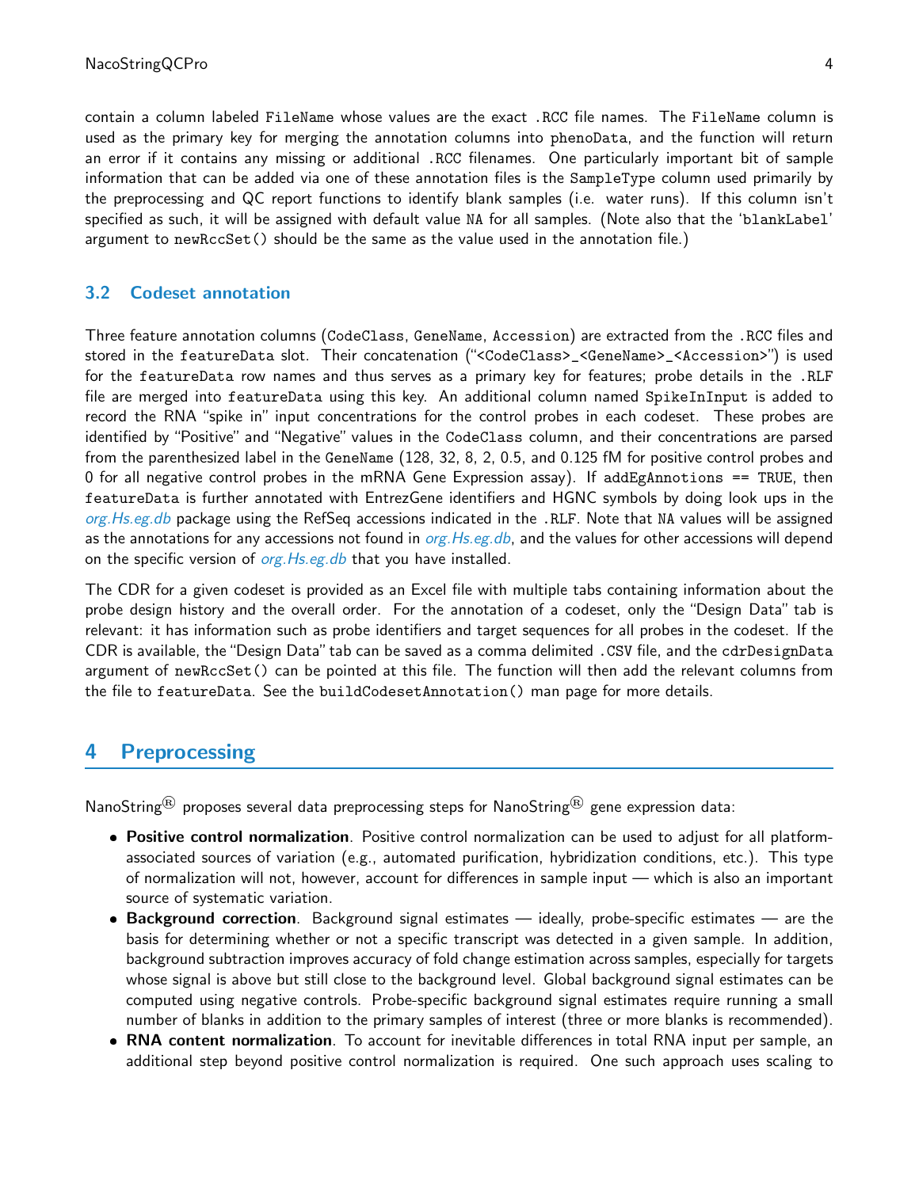contain a column labeled `FileName` whose values are the exact `.RCC` file names. The `FileName` column is used as the primary key for merging the annotation columns into `phenoData`, and the function will return an error if it contains any missing or additional `.RCC` filenames. One particularly important bit of sample information that can be added via one of these annotation files is the `SampleType` column used primarily by the preprocessing and QC report functions to identify blank samples (i.e. water runs). If this column isn't specified as such, it will be assigned with default value `NA` for all samples. (Note also that the '`blankLabel`' argument to `newRccSet()` should be the same as the value used in the annotation file.)

### 3.2 Codeset annotation

Three feature annotation columns (`CodeClass`, `GeneName`, `Accession`) are extracted from the `.RCC` files and stored in the `featureData` slot. Their concatenation ("`<CodeClass>_<GeneName>_<Accession>`") is used for the `featureData` row names and thus serves as a primary key for features; probe details in the `.RLF` file are merged into `featureData` using this key. An additional column named `SpikeInInput` is added to record the RNA "spike in" input concentrations for the control probes in each codeset. These probes are identified by "Positive" and "Negative" values in the `CodeClass` column, and their concentrations are parsed from the parenthesized label in the `GeneName` (128, 32, 8, 2, 0.5, and 0.125 fM for positive control probes and 0 for all negative control probes in the mRNA Gene Expression assay). If `addEgAnnotions == TRUE`, then `featureData` is further annotated with EntrezGene identifiers and HGNC symbols by doing look ups in the *org.Hs.eg.db* package using the RefSeq accessions indicated in the `.RLF`. Note that `NA` values will be assigned as the annotations for any accessions not found in *org.Hs.eg.db*, and the values for other accessions will depend on the specific version of *org.Hs.eg.db* that you have installed.

The CDR for a given codeset is provided as an Excel file with multiple tabs containing information about the probe design history and the overall order. For the annotation of a codeset, only the "Design Data" tab is relevant: it has information such as probe identifiers and target sequences for all probes in the codeset. If the CDR is available, the "Design Data" tab can be saved as a comma delimited `.CSV` file, and the `cdrDesignData` argument of `newRccSet()` can be pointed at this file. The function will then add the relevant columns from the file to `featureData`. See the `buildCodesetAnnotation()` man page for more details.

## 4 Preprocessing

NanoString® proposes several data preprocessing steps for NanoString® gene expression data:

- **Positive control normalization**. Positive control normalization can be used to adjust for all platform-associated sources of variation (e.g., automated purification, hybridization conditions, etc.). This type of normalization will not, however, account for differences in sample input — which is also an important source of systematic variation.
- **Background correction**. Background signal estimates — ideally, probe-specific estimates — are the basis for determining whether or not a specific transcript was detected in a given sample. In addition, background subtraction improves accuracy of fold change estimation across samples, especially for targets whose signal is above but still close to the background level. Global background signal estimates can be computed using negative controls. Probe-specific background signal estimates require running a small number of blanks in addition to the primary samples of interest (three or more blanks is recommended).
- **RNA content normalization**. To account for inevitable differences in total RNA input per sample, an additional step beyond positive control normalization is required. One such approach uses scaling to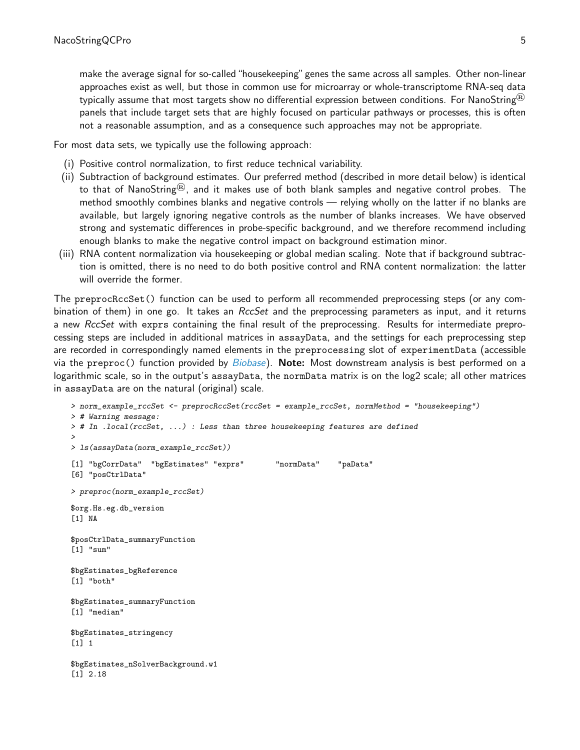make the average signal for so-called "housekeeping" genes the same across all samples. Other non-linear approaches exist as well, but those in common use for microarray or whole-transcriptome RNA-seq data typically assume that most targets show no differential expression between conditions. For NanoString® panels that include target sets that are highly focused on particular pathways or processes, this is often not a reasonable assumption, and as a consequence such approaches may not be appropriate.

For most data sets, we typically use the following approach:

(i) Positive control normalization, to first reduce technical variability.

(ii) Subtraction of background estimates. Our preferred method (described in more detail below) is identical to that of NanoString®, and it makes use of both blank samples and negative control probes. The method smoothly combines blanks and negative controls — relying wholly on the latter if no blanks are available, but largely ignoring negative controls as the number of blanks increases. We have observed strong and systematic differences in probe-specific background, and we therefore recommend including enough blanks to make the negative control impact on background estimation minor.

(iii) RNA content normalization via housekeeping or global median scaling. Note that if background subtraction is omitted, there is no need to do both positive control and RNA content normalization: the latter will override the former.

The `preprocRccSet()` function can be used to perform all recommended preprocessing steps (or any combination of them) in one go. It takes an *RccSet* and the preprocessing parameters as input, and it returns a new *RccSet* with `exprs` containing the final result of the preprocessing. Results for intermediate preprocessing steps are included in additional matrices in `assayData`, and the settings for each preprocessing step are recorded in correspondingly named elements in the `preprocessing` slot of `experimentData` (accessible via the `preproc()` function provided by *Biobase*). **Note:** Most downstream analysis is best performed on a logarithmic scale, so in the output's `assayData`, the `normData` matrix is on the log2 scale; all other matrices in `assayData` are on the natural (original) scale.

```
> norm_example_rccSet <- preprocRccSet(rccSet = example_rccSet, normMethod = "housekeeping")
> # Warning message:
> # In .local(rccSet, ...) : Less than three housekeeping features are defined
>
> ls(assayData(norm_example_rccSet))

[1] "bgCorrData"  "bgEstimates" "exprs"       "normData"    "paData"
[6] "posCtrlData"

> preproc(norm_example_rccSet)

$org.Hs.eg.db_version
[1] NA

$posCtrlData_summaryFunction
[1] "sum"

$bgEstimates_bgReference
[1] "both"

$bgEstimates_summaryFunction
[1] "median"

$bgEstimates_stringency
[1] 1

$bgEstimates_nSolverBackground.w1
[1] 2.18
```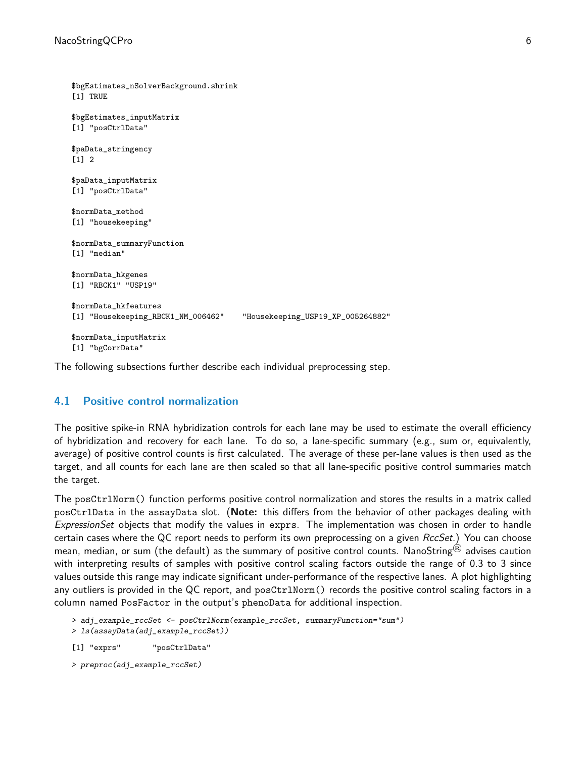```
$bgEstimates_nSolverBackground.shrink
[1] TRUE

$bgEstimates_inputMatrix
[1] "posCtrlData"

$paData_stringency
[1] 2

$paData_inputMatrix
[1] "posCtrlData"

$normData_method
[1] "housekeeping"

$normData_summaryFunction
[1] "median"

$normData_hkgenes
[1] "RBCK1" "USP19"

$normData_hkfeatures
[1] "Housekeeping_RBCK1_NM_006462"    "Housekeeping_USP19_XP_005264882"

$normData_inputMatrix
[1] "bgCorrData"
```

The following subsections further describe each individual preprocessing step.

## 4.1 Positive control normalization

The positive spike-in RNA hybridization controls for each lane may be used to estimate the overall efficiency of hybridization and recovery for each lane. To do so, a lane-specific summary (e.g., sum or, equivalently, average) of positive control counts is first calculated. The average of these per-lane values is then used as the target, and all counts for each lane are then scaled so that all lane-specific positive control summaries match the target.

The `posCtrlNorm()` function performs positive control normalization and stores the results in a matrix called `posCtrlData` in the `assayData` slot. (**Note:** this differs from the behavior of other packages dealing with *ExpressionSet* objects that modify the values in `exprs`. The implementation was chosen in order to handle certain cases where the QC report needs to perform its own preprocessing on a given *RccSet*.) You can choose mean, median, or sum (the default) as the summary of positive control counts. NanoString® advises caution with interpreting results of samples with positive control scaling factors outside the range of 0.3 to 3 since values outside this range may indicate significant under-performance of the respective lanes. A plot highlighting any outliers is provided in the QC report, and `posCtrlNorm()` records the positive control scaling factors in a column named `PosFactor` in the output's `phenoData` for additional inspection.

```
> adj_example_rccSet <- posCtrlNorm(example_rccSet, summaryFunction="sum")
> ls(assayData(adj_example_rccSet))

[1] "exprs"       "posCtrlData"

> preproc(adj_example_rccSet)
```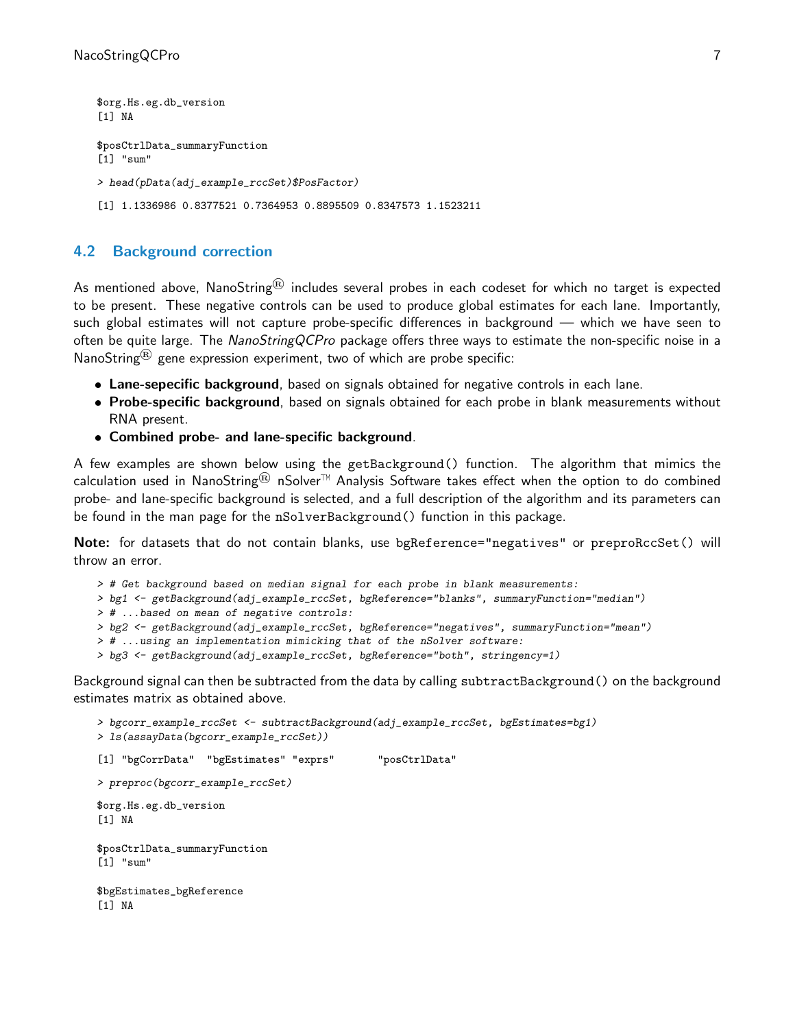```
$org.Hs.eg.db_version
[1] NA

$posCtrlData_summaryFunction
[1] "sum"

> head(pData(adj_example_rccSet)$PosFactor)

[1] 1.1336986 0.8377521 0.7364953 0.8895509 0.8347573 1.1523211
```

## 4.2 Background correction

As mentioned above, NanoString® includes several probes in each codeset for which no target is expected to be present. These negative controls can be used to produce global estimates for each lane. Importantly, such global estimates will not capture probe-specific differences in background — which we have seen to often be quite large. The *NanoStringQCPro* package offers three ways to estimate the non-specific noise in a NanoString® gene expression experiment, two of which are probe specific:

- **Lane-sepecific background**, based on signals obtained for negative controls in each lane.
- **Probe-specific background**, based on signals obtained for each probe in blank measurements without RNA present.
- **Combined probe- and lane-specific background**.

A few examples are shown below using the getBackground() function. The algorithm that mimics the calculation used in NanoString® nSolver™ Analysis Software takes effect when the option to do combined probe- and lane-specific background is selected, and a full description of the algorithm and its parameters can be found in the man page for the nSolverBackground() function in this package.

**Note:** for datasets that do not contain blanks, use bgReference="negatives" or preproRccSet() will throw an error.

```
> # Get background based on median signal for each probe in blank measurements:
> bg1 <- getBackground(adj_example_rccSet, bgReference="blanks", summaryFunction="median")
> # ...based on mean of negative controls:
> bg2 <- getBackground(adj_example_rccSet, bgReference="negatives", summaryFunction="mean")
> # ...using an implementation mimicking that of the nSolver software:
> bg3 <- getBackground(adj_example_rccSet, bgReference="both", stringency=1)
```

Background signal can then be subtracted from the data by calling subtractBackground() on the background estimates matrix as obtained above.

```
> bgcorr_example_rccSet <- subtractBackground(adj_example_rccSet, bgEstimates=bg1)
> ls(assayData(bgcorr_example_rccSet))

[1] "bgCorrData"  "bgEstimates" "exprs"       "posCtrlData"

> preproc(bgcorr_example_rccSet)

$org.Hs.eg.db_version
[1] NA

$posCtrlData_summaryFunction
[1] "sum"

$bgEstimates_bgReference
[1] NA
```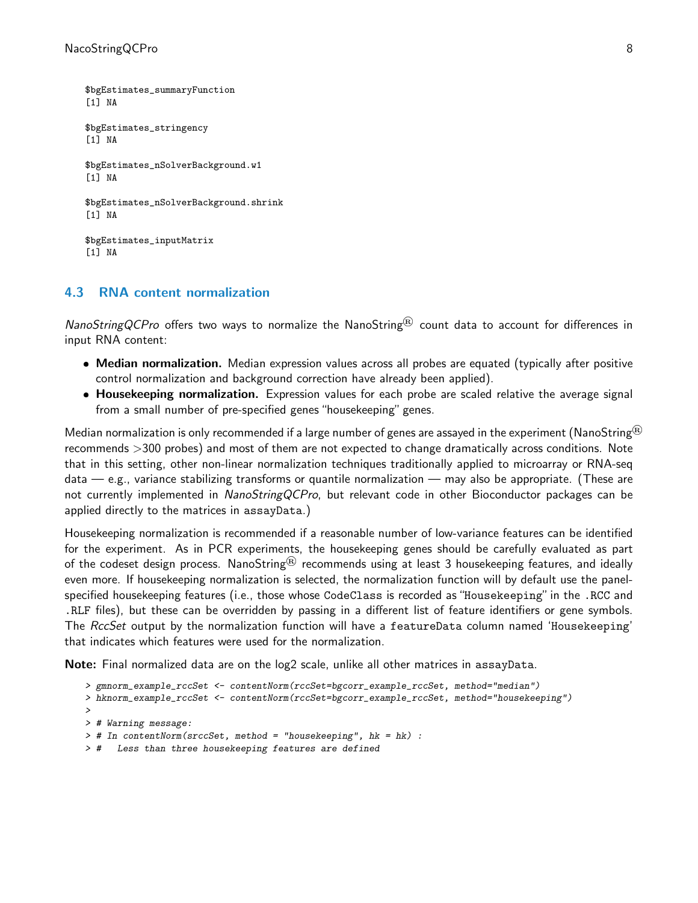```
$bgEstimates_summaryFunction
[1] NA

$bgEstimates_stringency
[1] NA

$bgEstimates_nSolverBackground.w1
[1] NA

$bgEstimates_nSolverBackground.shrink
[1] NA

$bgEstimates_inputMatrix
[1] NA
```

### 4.3 RNA content normalization

*NanoStringQCPro* offers two ways to normalize the NanoString® count data to account for differences in input RNA content:

- **Median normalization.** Median expression values across all probes are equated (typically after positive control normalization and background correction have already been applied).
- **Housekeeping normalization.** Expression values for each probe are scaled relative the average signal from a small number of pre-specified genes "housekeeping" genes.

Median normalization is only recommended if a large number of genes are assayed in the experiment (NanoString® recommends >300 probes) and most of them are not expected to change dramatically across conditions. Note that in this setting, other non-linear normalization techniques traditionally applied to microarray or RNA-seq data — e.g., variance stabilizing transforms or quantile normalization — may also be appropriate. (These are not currently implemented in *NanoStringQCPro*, but relevant code in other Bioconductor packages can be applied directly to the matrices in assayData.)

Housekeeping normalization is recommended if a reasonable number of low-variance features can be identified for the experiment. As in PCR experiments, the housekeeping genes should be carefully evaluated as part of the codeset design process. NanoString® recommends using at least 3 housekeeping features, and ideally even more. If housekeeping normalization is selected, the normalization function will by default use the panel-specified housekeeping features (i.e., those whose CodeClass is recorded as "Housekeeping" in the .RCC and .RLF files), but these can be overridden by passing in a different list of feature identifiers or gene symbols. The *RccSet* output by the normalization function will have a featureData column named 'Housekeeping' that indicates which features were used for the normalization.

**Note:** Final normalized data are on the log2 scale, unlike all other matrices in assayData.

```
> gmnorm_example_rccSet <- contentNorm(rccSet=bgcorr_example_rccSet, method="median")
> hknorm_example_rccSet <- contentNorm(rccSet=bgcorr_example_rccSet, method="housekeeping")
>
> # Warning message:
> # In contentNorm(srccSet, method = "housekeeping", hk = hk) :
> #   Less than three housekeeping features are defined
```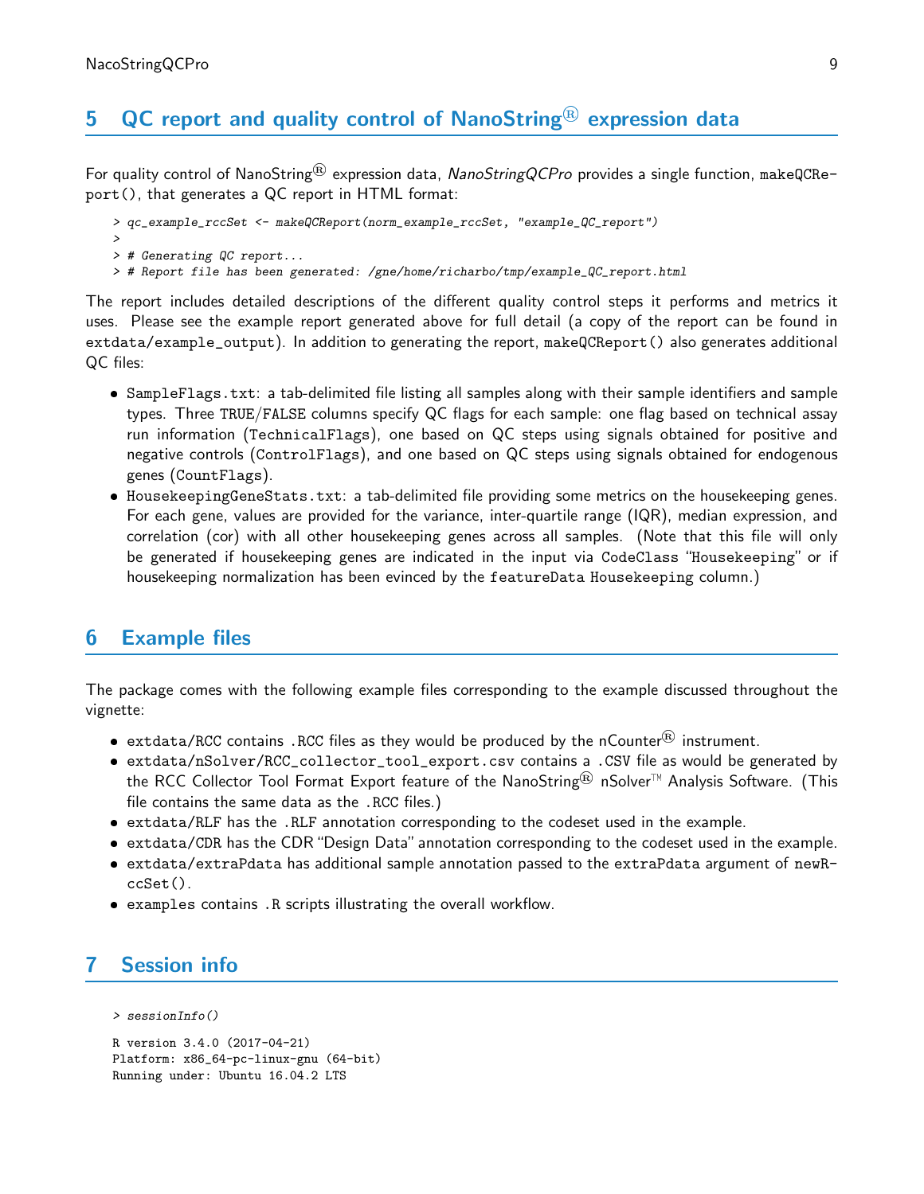## 5 QC report and quality control of NanoString® expression data

For quality control of NanoString® expression data, *NanoStringQCPro* provides a single function, `makeQCReport()`, that generates a QC report in HTML format:

```
> qc_example_rccSet <- makeQCReport(norm_example_rccSet, "example_QC_report")
>
> # Generating QC report...
> # Report file has been generated: /gne/home/richarbo/tmp/example_QC_report.html
```

The report includes detailed descriptions of the different quality control steps it performs and metrics it uses. Please see the example report generated above for full detail (a copy of the report can be found in `extdata/example_output`). In addition to generating the report, `makeQCReport()` also generates additional QC files:

- `SampleFlags.txt`: a tab-delimited file listing all samples along with their sample identifiers and sample types. Three `TRUE`/`FALSE` columns specify QC flags for each sample: one flag based on technical assay run information (`TechnicalFlags`), one based on QC steps using signals obtained for positive and negative controls (`ControlFlags`), and one based on QC steps using signals obtained for endogenous genes (`CountFlags`).
- `HousekeepingGeneStats.txt`: a tab-delimited file providing some metrics on the housekeeping genes. For each gene, values are provided for the variance, inter-quartile range (IQR), median expression, and correlation (cor) with all other housekeeping genes across all samples. (Note that this file will only be generated if housekeeping genes are indicated in the input via `CodeClass` "`Housekeeping`" or if housekeeping normalization has been evinced by the `featureData` `Housekeeping` column.)

## 6 Example files

The package comes with the following example files corresponding to the example discussed throughout the vignette:

- `extdata/RCC` contains `.RCC` files as they would be produced by the nCounter® instrument.
- `extdata/nSolver/RCC_collector_tool_export.csv` contains a `.CSV` file as would be generated by the RCC Collector Tool Format Export feature of the NanoString® nSolver™ Analysis Software. (This file contains the same data as the `.RCC` files.)
- `extdata/RLF` has the `.RLF` annotation corresponding to the codeset used in the example.
- `extdata/CDR` has the CDR "Design Data" annotation corresponding to the codeset used in the example.
- `extdata/extraPdata` has additional sample annotation passed to the `extraPdata` argument of `newRccSet()`.
- `examples` contains `.R` scripts illustrating the overall workflow.

## 7 Session info

```
> sessionInfo()

R version 3.4.0 (2017-04-21)
Platform: x86_64-pc-linux-gnu (64-bit)
Running under: Ubuntu 16.04.2 LTS
```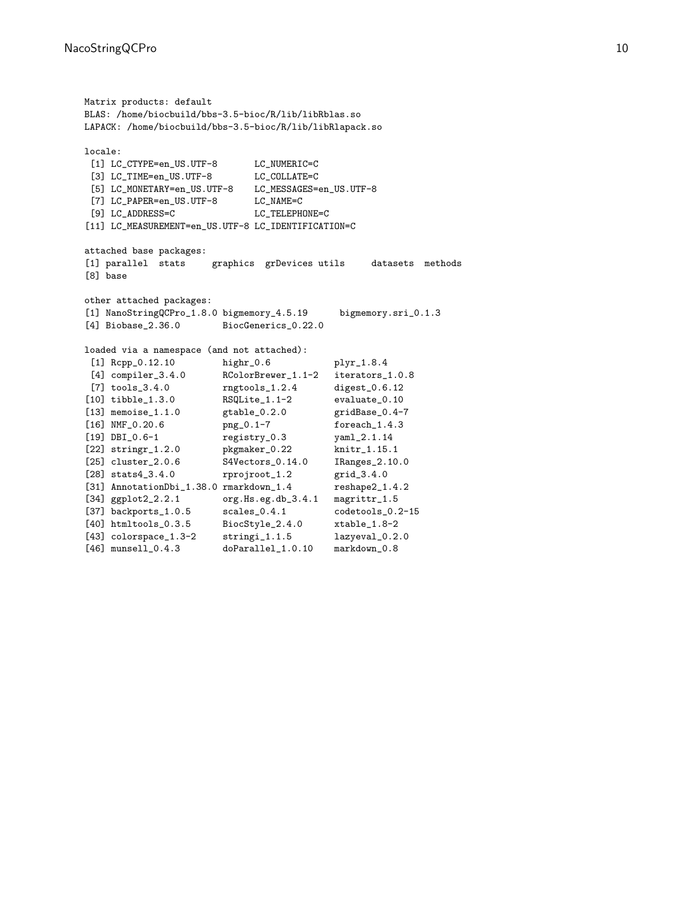```
Matrix products: default
BLAS: /home/biocbuild/bbs-3.5-bioc/R/lib/libRblas.so
LAPACK: /home/biocbuild/bbs-3.5-bioc/R/lib/libRlapack.so

locale:
 [1] LC_CTYPE=en_US.UTF-8       LC_NUMERIC=C
 [3] LC_TIME=en_US.UTF-8        LC_COLLATE=C
 [5] LC_MONETARY=en_US.UTF-8    LC_MESSAGES=en_US.UTF-8
 [7] LC_PAPER=en_US.UTF-8       LC_NAME=C
 [9] LC_ADDRESS=C               LC_TELEPHONE=C
[11] LC_MEASUREMENT=en_US.UTF-8 LC_IDENTIFICATION=C

attached base packages:
[1] parallel  stats     graphics  grDevices utils     datasets  methods
[8] base

other attached packages:
[1] NanoStringQCPro_1.8.0 bigmemory_4.5.19      bigmemory.sri_0.1.3
[4] Biobase_2.36.0        BiocGenerics_0.22.0

loaded via a namespace (and not attached):
 [1] Rcpp_0.12.10         highr_0.6            plyr_1.8.4
 [4] compiler_3.4.0       RColorBrewer_1.1-2   iterators_1.0.8
 [7] tools_3.4.0          rngtools_1.2.4       digest_0.6.12
[10] tibble_1.3.0         RSQLite_1.1-2        evaluate_0.10
[13] memoise_1.1.0        gtable_0.2.0         gridBase_0.4-7
[16] NMF_0.20.6           png_0.1-7            foreach_1.4.3
[19] DBI_0.6-1            registry_0.3         yaml_2.1.14
[22] stringr_1.2.0        pkgmaker_0.22        knitr_1.15.1
[25] cluster_2.0.6        S4Vectors_0.14.0     IRanges_2.10.0
[28] stats4_3.4.0         rprojroot_1.2        grid_3.4.0
[31] AnnotationDbi_1.38.0 rmarkdown_1.4        reshape2_1.4.2
[34] ggplot2_2.2.1        org.Hs.eg.db_3.4.1   magrittr_1.5
[37] backports_1.0.5      scales_0.4.1         codetools_0.2-15
[40] htmltools_0.3.5      BiocStyle_2.4.0      xtable_1.8-2
[43] colorspace_1.3-2     stringi_1.1.5        lazyeval_0.2.0
[46] munsell_0.4.3        doParallel_1.0.10    markdown_0.8
```